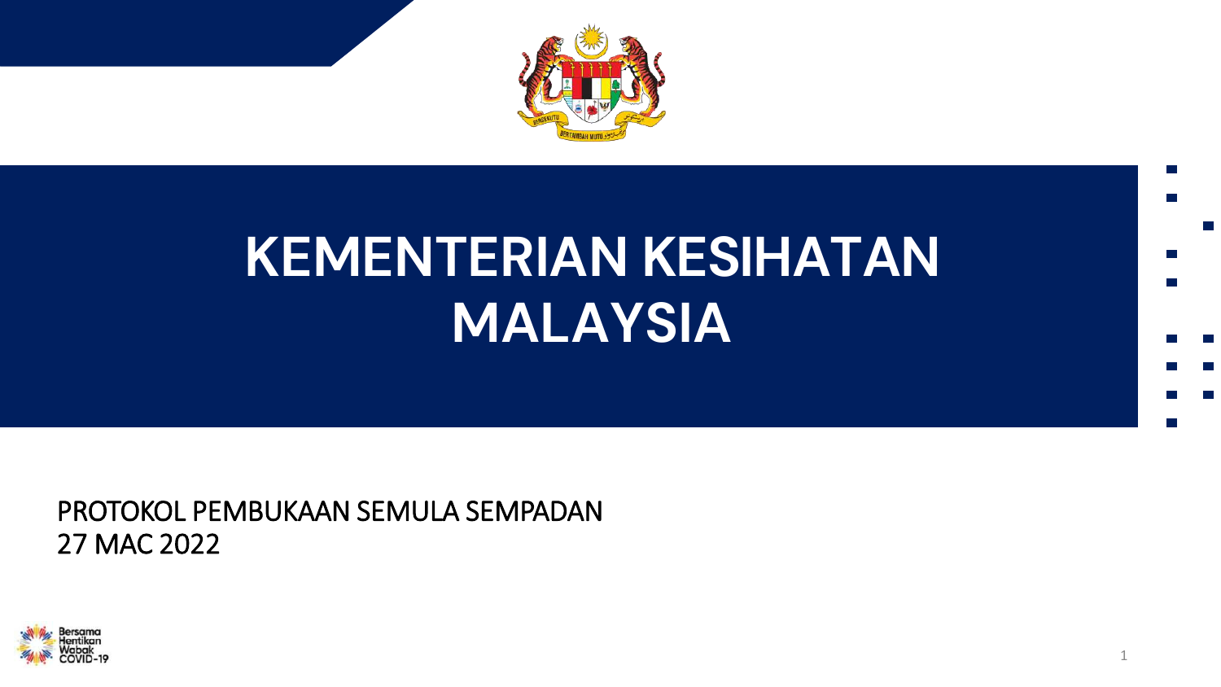# KEMENTERIAN KESIHATAN MALAYSIA

PROTOKOL PEMBUKAAN SEMULA SEMPADAN
27 MAC 2022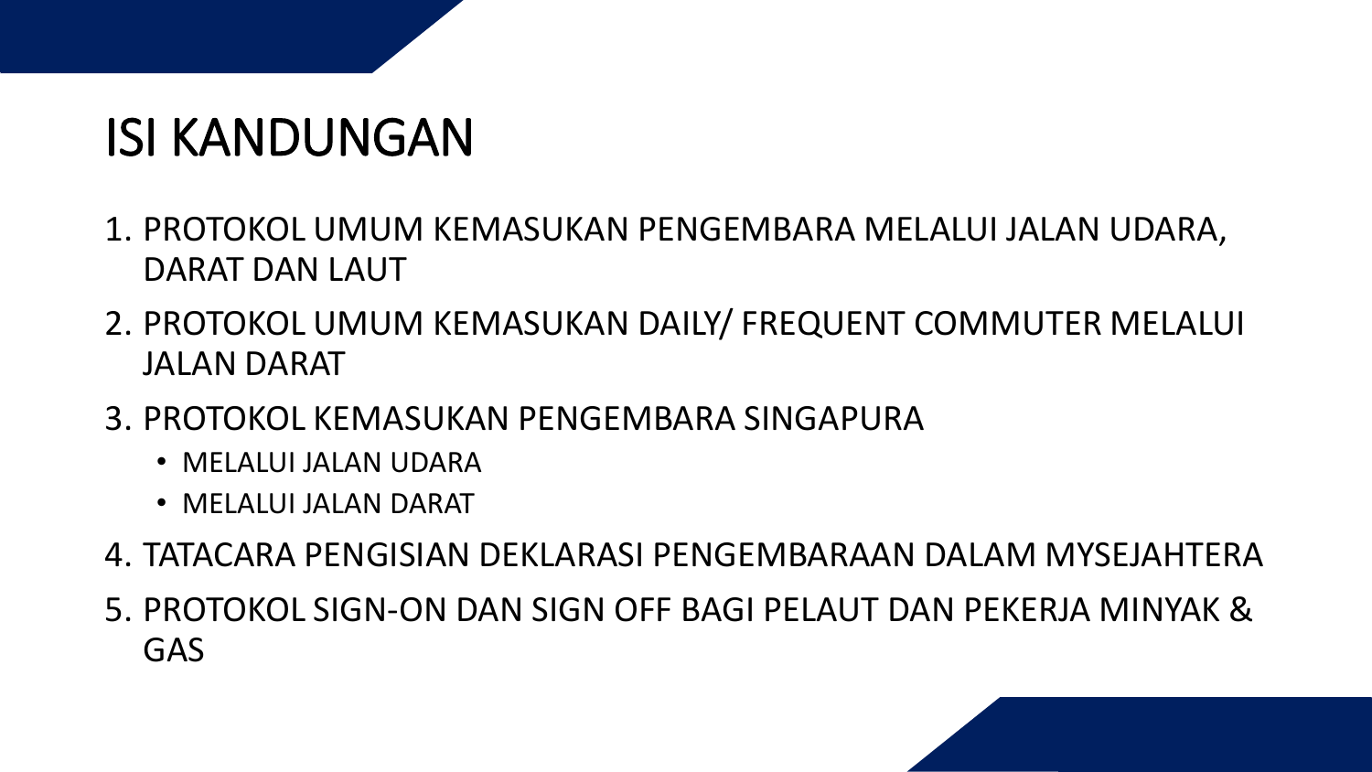# ISI KANDUNGAN

1. PROTOKOL UMUM KEMASUKAN PENGEMBARA MELALUI JALAN UDARA, DARAT DAN LAUT
2. PROTOKOL UMUM KEMASUKAN DAILY/ FREQUENT COMMUTER MELALUI JALAN DARAT
3. PROTOKOL KEMASUKAN PENGEMBARA SINGAPURA
   - MELALUI JALAN UDARA
   - MELALUI JALAN DARAT
4. TATACARA PENGISIAN DEKLARASI PENGEMBARAAN DALAM MYSEJAHTERA
5. PROTOKOL SIGN-ON DAN SIGN OFF BAGI PELAUT DAN PEKERJA MINYAK & GAS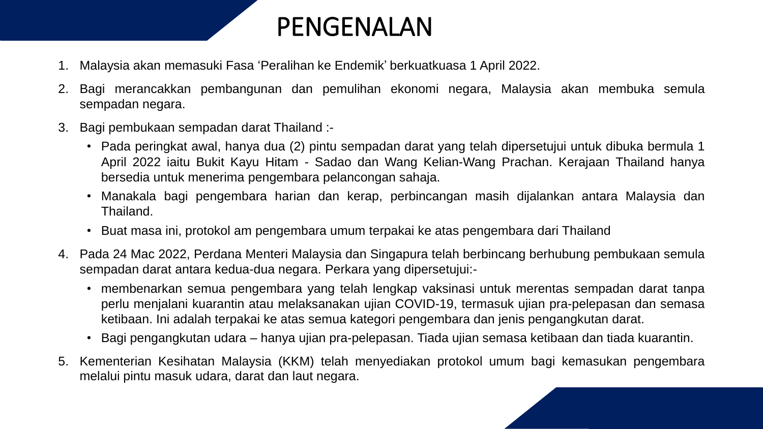# PENGENALAN

1. Malaysia akan memasuki Fasa 'Peralihan ke Endemik' berkuatkuasa 1 April 2022.
2. Bagi merancakkan pembangunan dan pemulihan ekonomi negara, Malaysia akan membuka semula sempadan negara.
3. Bagi pembukaan sempadan darat Thailand :-
   - Pada peringkat awal, hanya dua (2) pintu sempadan darat yang telah dipersetujui untuk dibuka bermula 1 April 2022 iaitu Bukit Kayu Hitam - Sadao dan Wang Kelian-Wang Prachan. Kerajaan Thailand hanya bersedia untuk menerima pengembara pelancongan sahaja.
   - Manakala bagi pengembara harian dan kerap, perbincangan masih dijalankan antara Malaysia dan Thailand.
   - Buat masa ini, protokol am pengembara umum terpakai ke atas pengembara dari Thailand
4. Pada 24 Mac 2022, Perdana Menteri Malaysia dan Singapura telah berbincang berhubung pembukaan semula sempadan darat antara kedua-dua negara. Perkara yang dipersetujui:-
   - membenarkan semua pengembara yang telah lengkap vaksinasi untuk merentas sempadan darat tanpa perlu menjalani kuarantin atau melaksanakan ujian COVID-19, termasuk ujian pra-pelepasan dan semasa ketibaan. Ini adalah terpakai ke atas semua kategori pengembara dan jenis pengangkutan darat.
   - Bagi pengangkutan udara – hanya ujian pra-pelepasan. Tiada ujian semasa ketibaan dan tiada kuarantin.
5. Kementerian Kesihatan Malaysia (KKM) telah menyediakan protokol umum bagi kemasukan pengembara melalui pintu masuk udara, darat dan laut negara.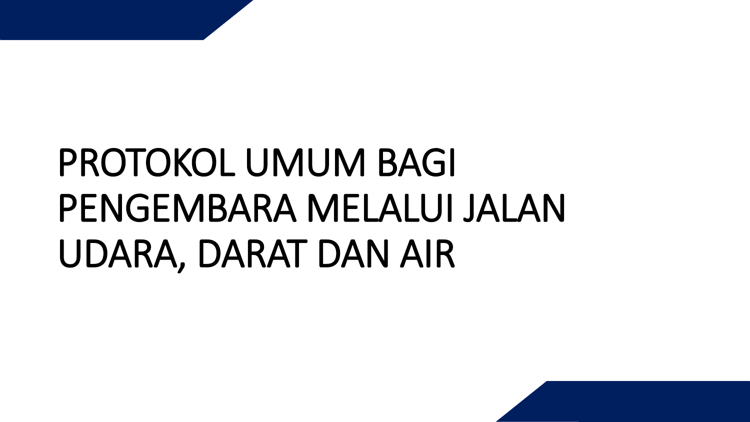# PROTOKOL UMUM BAGI PENGEMBARA MELALUI JALAN UDARA, DARAT DAN AIR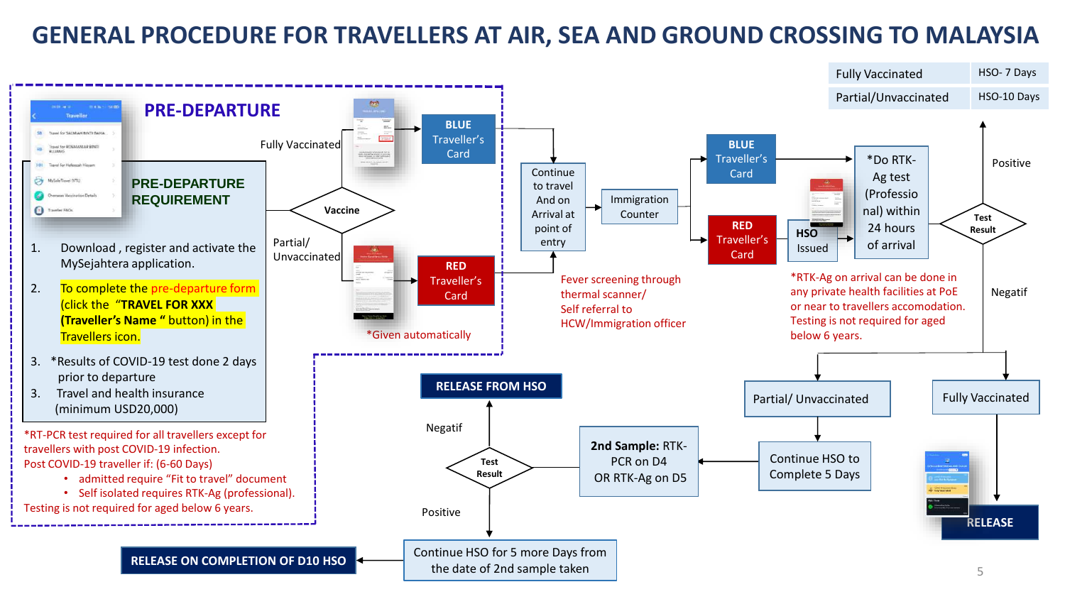# GENERAL PROCEDURE FOR TRAVELLERS AT AIR, SEA AND GROUND CROSSING TO MALAYSIA

| Fully Vaccinated | HSO- 7 Days |
| --- | --- |
| Partial/Unvaccinated | HSO-10 Days |

## PRE-DEPARTURE

### PRE-DEPARTURE REQUIREMENT

1. Download , register and activate the MySejahtera application.
2. To complete the pre-departure form (click the "TRAVEL FOR XXX (Traveller's Name " button) in the Travellers icon.
3. *Results of COVID-19 test done 2 days prior to departure
3. Travel and health insurance (minimum USD20,000)

*RT-PCR test required for all travellers except for travellers with post COVID-19 infection.
Post COVID-19 traveller if: (6-60 Days)

- admitted require "Fit to travel" document
- Self isolated requires RTK-Ag (professional).

Testing is not required for aged below 6 years.

**Vaccine**

- Fully Vaccinated → **BLUE** Traveller's Card
- Partial/ Unvaccinated → **RED** Traveller's Card

*Given automatically

Continue to travel And on Arrival at point of entry → Immigration Counter

Fever screening through thermal scanner/ Self referral to HCW/Immigration officer

- **BLUE** Traveller's Card
- **RED** Traveller's Card → **HSO** Issued

*Do RTK-Ag test (Professional) within 24 hours of arrival

*RTK-Ag on arrival can be done in any private health facilities at PoE or near to travellers accomodation. Testing is not required for aged below 6 years.

**Test Result**

- Positive
- Negatif
  - Fully Vaccinated → **RELEASE**
  - Partial/ Unvaccinated → Continue HSO to Complete 5 Days → **2nd Sample:** RTK-PCR on D4 OR RTK-Ag on D5

**Test Result**

- Negatif → **RELEASE FROM HSO**
- Positive → Continue HSO for 5 more Days from the date of 2nd sample taken → **RELEASE ON COMPLETION OF D10 HSO**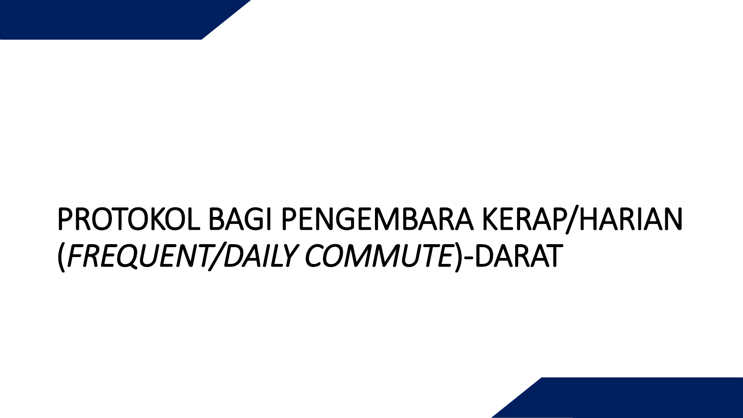# PROTOKOL BAGI PENGEMBARA KERAP/HARIAN (*FREQUENT/DAILY COMMUTE*)-DARAT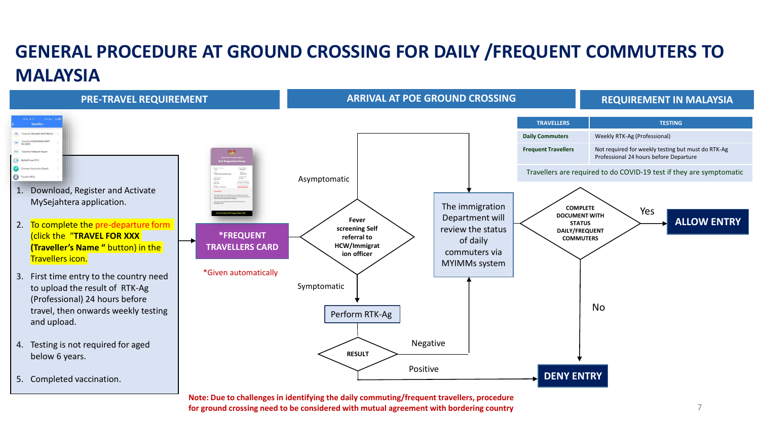# GENERAL PROCEDURE AT GROUND CROSSING FOR DAILY /FREQUENT COMMUTERS TO MALAYSIA

## PRE-TRAVEL REQUIREMENT

1. Download, Register and Activate MySejahtera application.
2. To complete the pre-departure form (click the "TRAVEL FOR XXX (Traveller's Name " button) in the Travellers icon.
3. First time entry to the country need to upload the result of RTK-Ag (Professional) 24 hours before travel, then onwards weekly testing and upload.
4. Testing is not required for aged below 6 years.
5. Completed vaccination.

## ARRIVAL AT POE GROUND CROSSING

**\*FREQUENT TRAVELLERS CARD**

*Given automatically

Fever screening Self referral to HCW/Immigration officer

- Asymptomatic → The immigration Department will review the status of daily commuters via MYIMMs system
- Symptomatic → Perform RTK-Ag → RESULT
  - Negative → The immigration Department will review the status of daily commuters via MYIMMs system
  - Positive → DENY ENTRY

## REQUIREMENT IN MALAYSIA

| TRAVELLERS | TESTING |
|---|---|
| Daily Commuters | Weekly RTK-Ag (Professional) |
| Frequent Travellers | Not required for weekly testing but must do RTK-Ag Professional 24 hours before Departure |

Travellers are required to do COVID-19 test if they are symptomatic

COMPLETE DOCUMENT WITH STATUS DAILY/FREQUENT COMMUTERS

- Yes → ALLOW ENTRY
- No → DENY ENTRY

**Note: Due to challenges in identifying the daily commuting/frequent travellers, procedure for ground crossing need to be considered with mutual agreement with bordering country**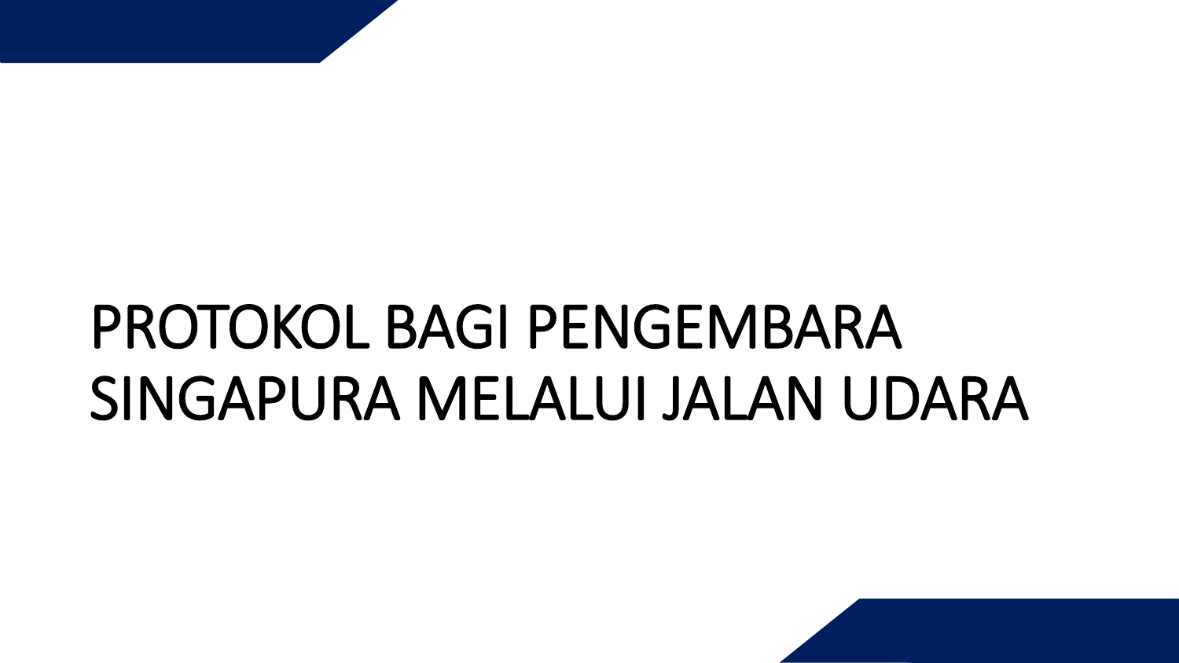# PROTOKOL BAGI PENGEMBARA SINGAPURA MELALUI JALAN UDARA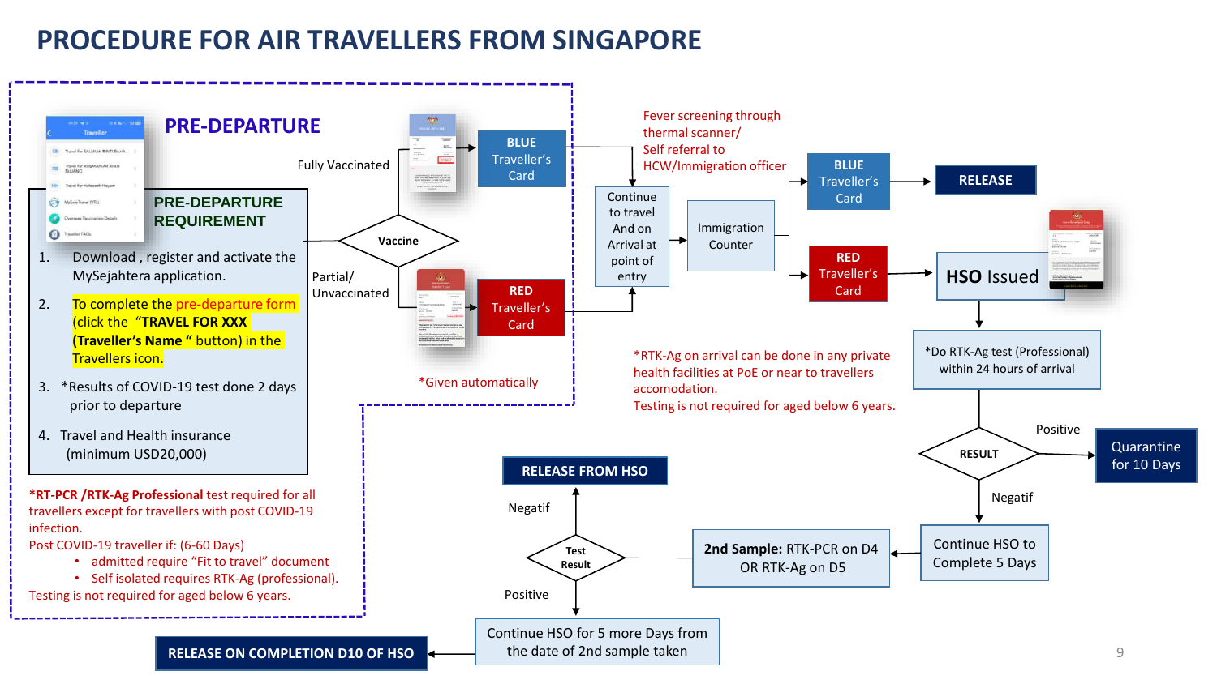# PROCEDURE FOR AIR TRAVELLERS FROM SINGAPORE

## PRE-DEPARTURE

### PRE-DEPARTURE REQUIREMENT

1. Download , register and activate the MySejahtera application.
2. To complete the pre-departure form (click the "**TRAVEL FOR XXX (Traveller's Name " button**) in the Travellers icon.
3. *Results of COVID-19 test done 2 days prior to departure
4. Travel and Health insurance (minimum USD20,000)

***RT-PCR /RTK-Ag Professional** test required for all travellers except for travellers with post COVID-19 infection.
Post COVID-19 traveller if: (6-60 Days)

- admitted require "Fit to travel" document
- Self isolated requires RTK-Ag (professional).

Testing is not required for aged below 6 years.

**Vaccine**

- Fully Vaccinated → **BLUE** Traveller's Card
- Partial/ Unvaccinated → **RED** Traveller's Card

*Given automatically

Fever screening through thermal scanner/ Self referral to HCW/Immigration officer

Continue to travel And on Arrival at point of entry → Immigration Counter

- **BLUE** Traveller's Card → **RELEASE**
- **RED** Traveller's Card → **HSO Issued**

HSO Issued → *Do RTK-Ag test (Professional) within 24 hours of arrival

*RTK-Ag on arrival can be done in any private health facilities at PoE or near to travellers accomodation.
Testing is not required for aged below 6 years.

**RESULT**

- Positive → Quarantine for 10 Days
- Negatif → Continue HSO to Complete 5 Days

Continue HSO to Complete 5 Days → **2nd Sample:** RTK-PCR on D4 OR RTK-Ag on D5

**Test Result**

- Negatif → **RELEASE FROM HSO**
- Positive → Continue HSO for 5 more Days from the date of 2nd sample taken → **RELEASE ON COMPLETION D10 OF HSO**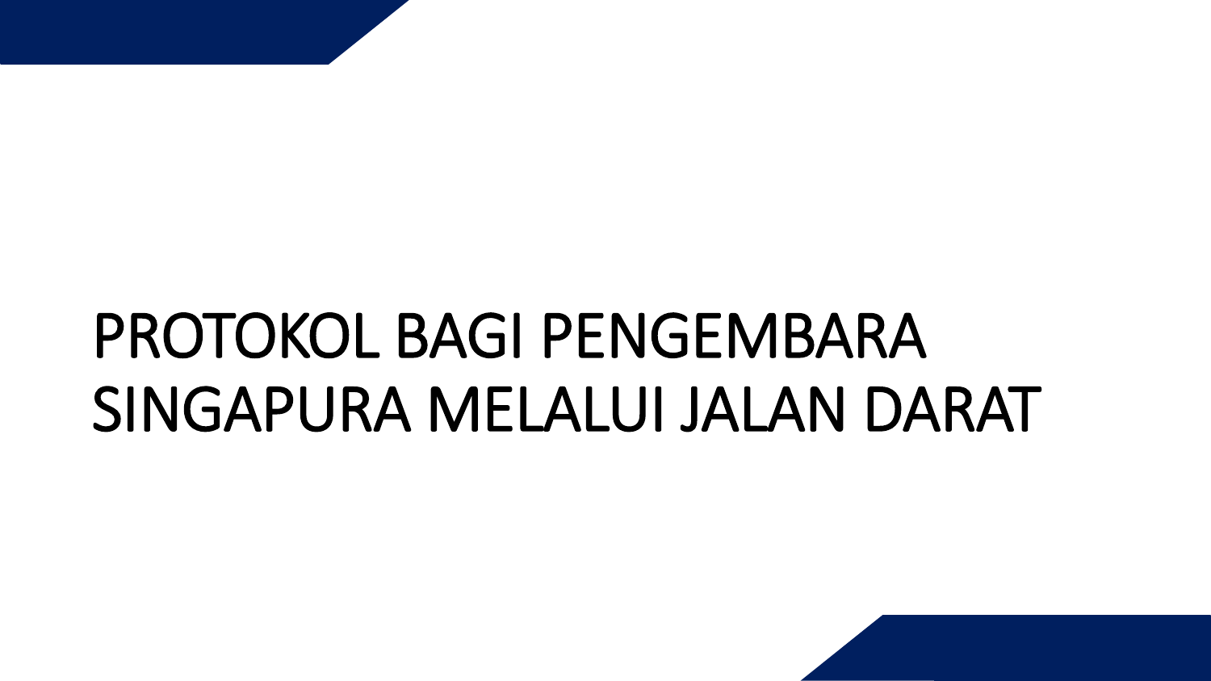# PROTOKOL BAGI PENGEMBARA SINGAPURA MELALUI JALAN DARAT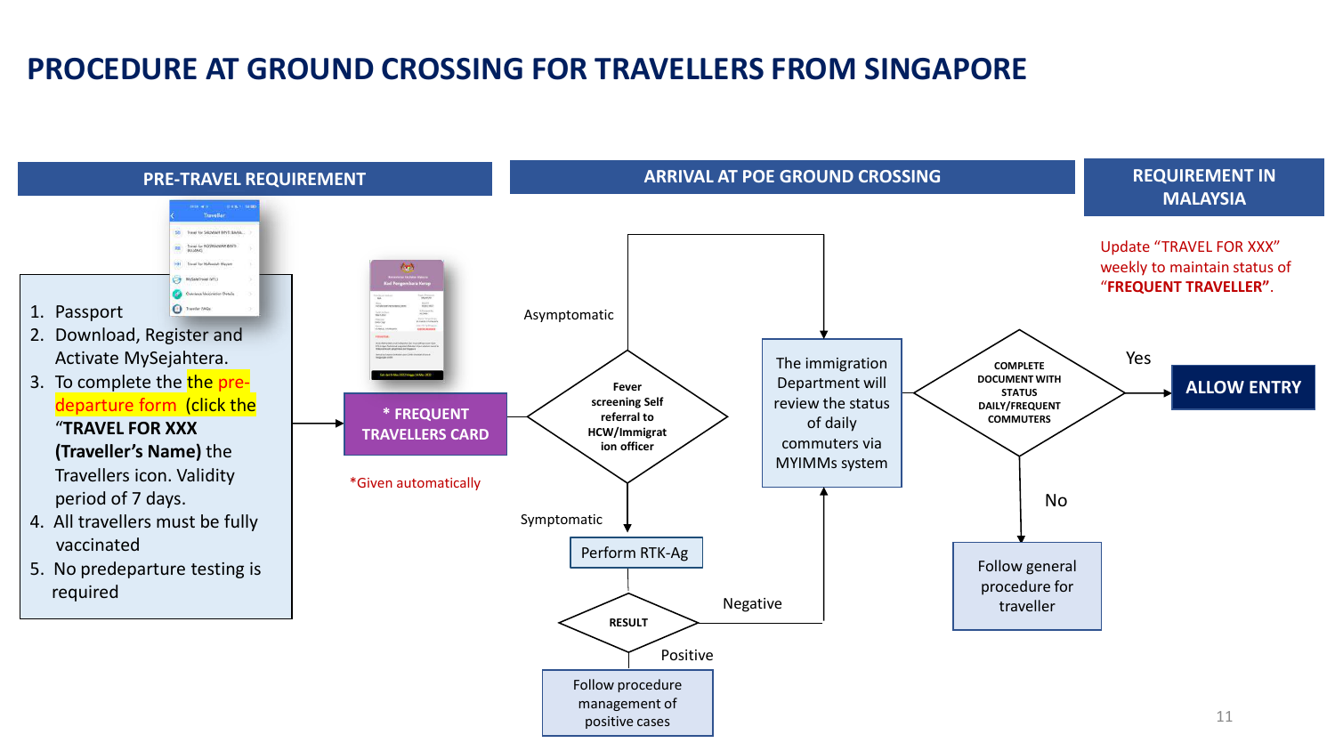# PROCEDURE AT GROUND CROSSING FOR TRAVELLERS FROM SINGAPORE

## PRE-TRAVEL REQUIREMENT

1. Passport
2. Download, Register and Activate MySejahtera.
3. To complete the the pre-departure form (click the "**TRAVEL FOR XXX (Traveller's Name)** the Travellers icon. Validity period of 7 days.
4. All travellers must be fully vaccinated
5. No predeparture testing is required

**\* FREQUENT TRAVELLERS CARD**

*Given automatically

## ARRIVAL AT POE GROUND CROSSING

Fever screening Self referral to HCW/Immigration officer

- Asymptomatic → The immigration Department will review the status of daily commuters via MYIMMs system
- Symptomatic → Perform RTK-Ag → RESULT
  - Negative → The immigration Department will review the status of daily commuters via MYIMMs system
  - Positive → Follow procedure management of positive cases

COMPLETE DOCUMENT WITH STATUS DAILY/FREQUENT COMMUTERS

- Yes → **ALLOW ENTRY**
- No → Follow general procedure for traveller

## REQUIREMENT IN MALAYSIA

Update "TRAVEL FOR XXX" weekly to maintain status of "**FREQUENT TRAVELLER**".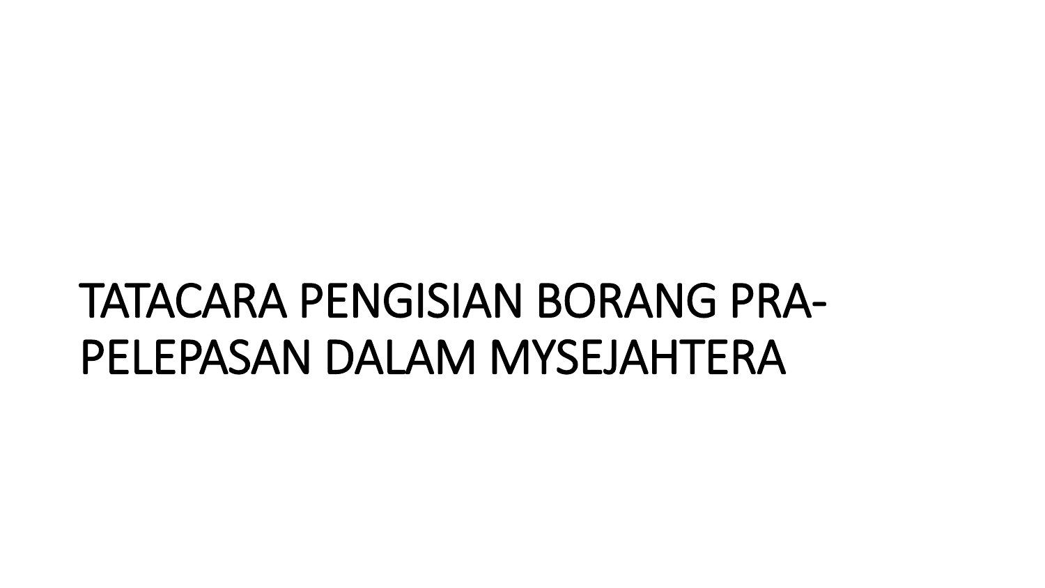# TATACARA PENGISIAN BORANG PRA-PELEPASAN DALAM MYSEJAHTERA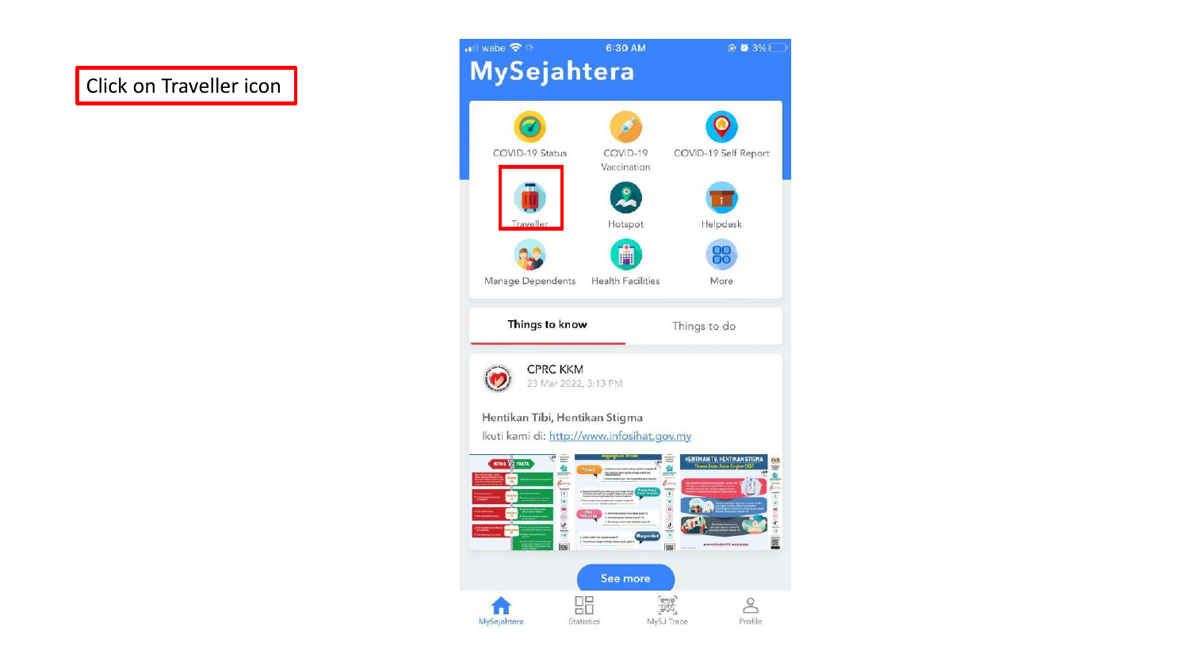Click on Traveller icon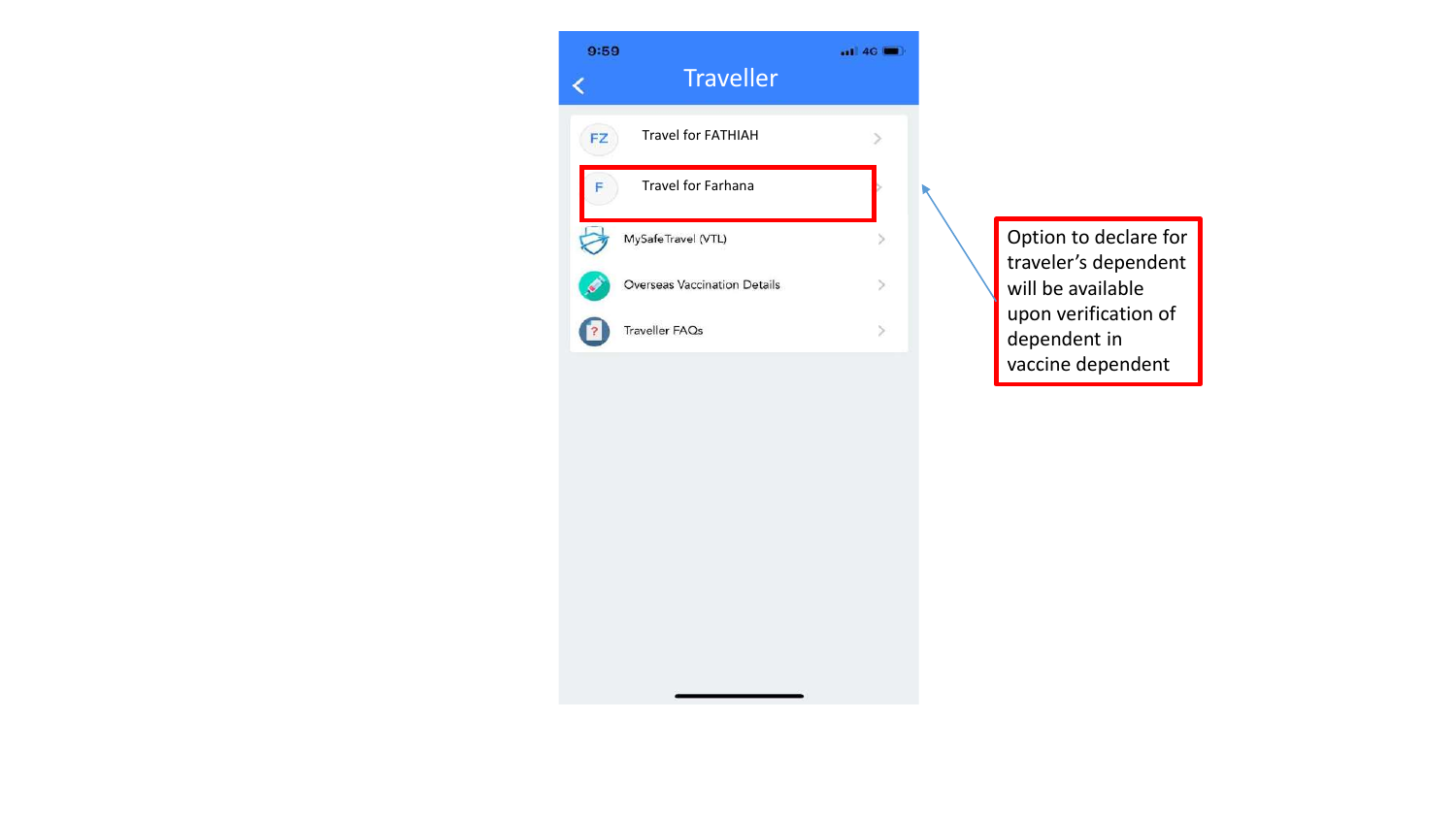9:59

# Traveller

- FZ — Travel for FATHIAH
- F — Travel for Farhana
- MySafeTravel (VTL)
- Overseas Vaccination Details
- Traveller FAQs

Option to declare for traveler's dependent will be available upon verification of dependent in vaccine dependent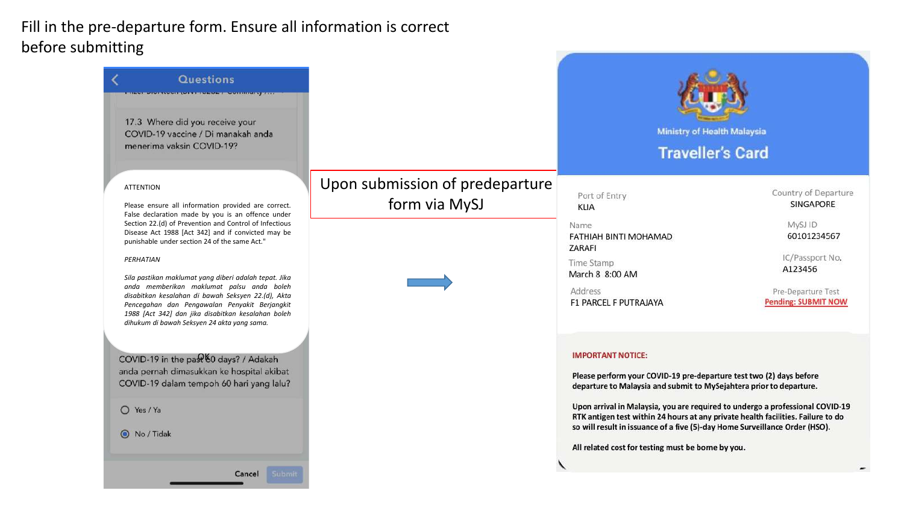Fill in the pre-departure form. Ensure all information is correct before submitting

Questions

17.3 Where did you receive your COVID-19 vaccine / Di manakah anda menerima vaksin COVID-19?

ATTENTION

Please ensure all information provided are correct. False declaration made by you is an offence under Section 22.(d) of Prevention and Control of Infectious Disease Act 1988 [Act 342] and if convicted may be punishable under section 24 of the same Act."

*PERHATIAN*

*Sila pastikan maklumat yang diberi adalah tepat. Jika anda memberikan maklumat palsu anda boleh disabitkan kesalahan di bawah Seksyen 22.(d), Akta Pencegahan dan Pengawalan Penyakit Berjangkit 1988 [Act 342] dan jika disabitkan kesalahan boleh dihukum di bawah Seksyen 24 akta yang sama.*

OK

COVID-19 in the past 60 days? / Adakah anda pernah dimasukkan ke hospital akibat COVID-19 dalam tempoh 60 hari yang lalu?

- Yes / Ya
- No / Tidak

Cancel Submit

Upon submission of predeparture form via MySJ

Ministry of Health Malaysia

## Traveller's Card

| | |
|---|---|
| Port of Entry: KLIA | Country of Departure: SINGAPORE |
| Name: FATHIAH BINTI MOHAMAD ZARAFI | MySJ ID: 60101234567 |
| Time Stamp: March 8 8:00 AM | IC/Passport No.: A123456 |
| Address: F1 PARCEL F PUTRAJAYA | Pre-Departure Test: Pending: SUBMIT NOW |

**IMPORTANT NOTICE:**

**Please perform your COVID-19 pre-departure test two (2) days before departure to Malaysia and submit to MySejahtera prior to departure.**

**Upon arrival in Malaysia, you are required to undergo a professional COVID-19 RTK antigen test within 24 hours at any private health facilities. Failure to do so will result in issuance of a five (5)-day Home Surveillance Order (HSO).**

**All related cost for testing must be borne by you.**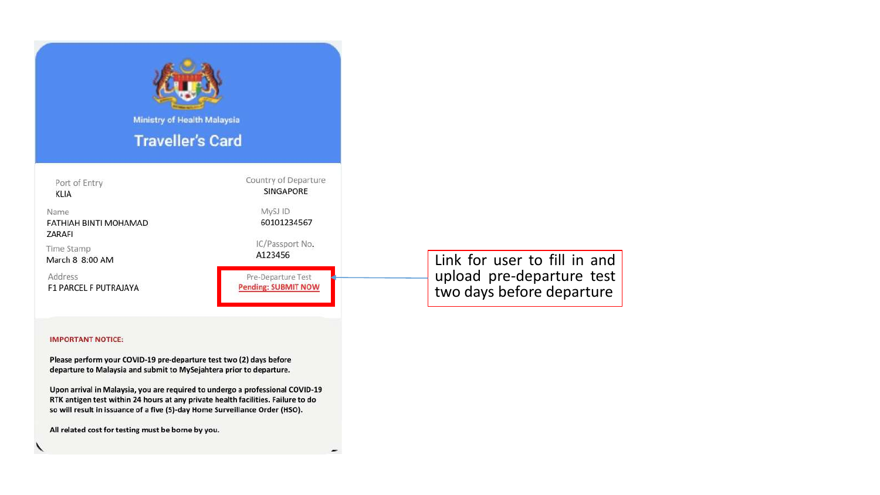Ministry of Health Malaysia

## Traveller's Card

| | |
|---|---|
| Port of Entry<br>KLIA | Country of Departure<br>SINGAPORE |
| Name<br>FATHIAH BINTI MOHAMAD ZARAFI | MySJ ID<br>60101234567 |
| Time Stamp<br>March 8 8:00 AM | IC/Passport No.<br>A123456 |
| Address<br>F1 PARCEL F PUTRAJAYA | Pre-Departure Test<br>Pending: SUBMIT NOW |

**IMPORTANT NOTICE:**

**Please perform your COVID-19 pre-departure test two (2) days before departure to Malaysia and submit to MySejahtera prior to departure.**

**Upon arrival in Malaysia, you are required to undergo a professional COVID-19 RTK antigen test within 24 hours at any private health facilities. Failure to do so will result in issuance of a five (5)-day Home Surveillance Order (HSO).**

**All related cost for testing must be borne by you.**

Link for user to fill in and upload pre-departure test two days before departure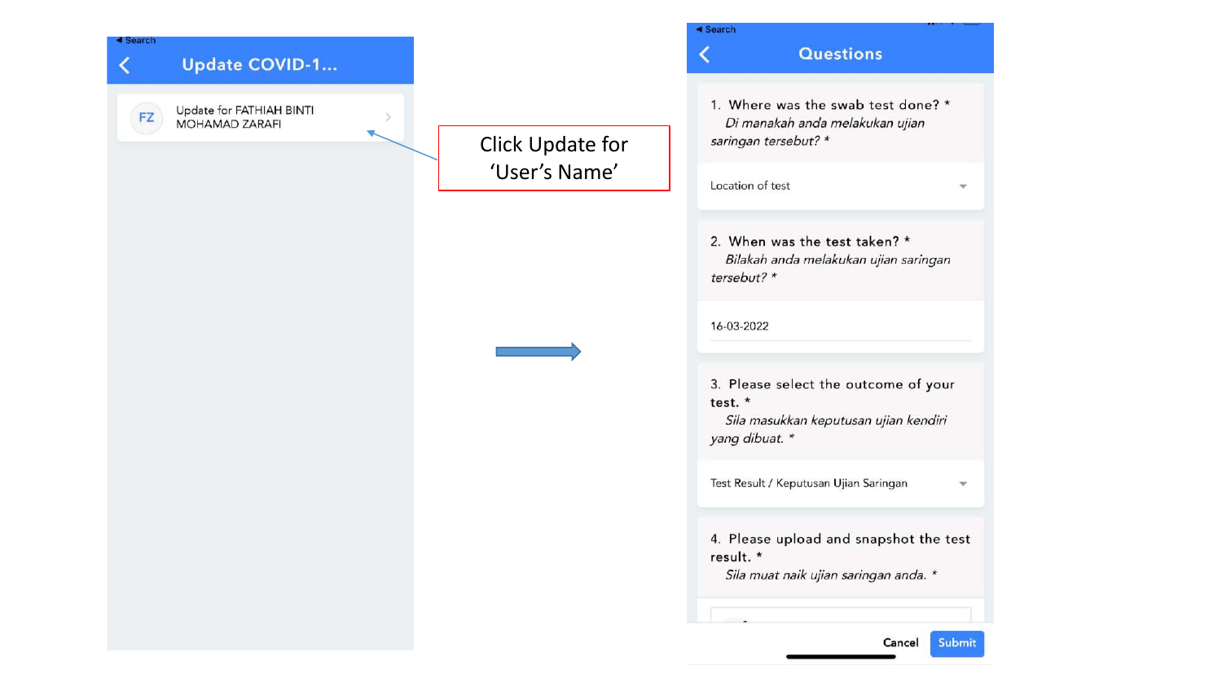◂ Search

**Update COVID-1...**

FZ Update for FATHIAH BINTI MOHAMAD ZARAFI

Click Update for 'User's Name'

◂ Search

**Questions**

1. Where was the swab test done? *
   *Di manakah anda melakukan ujian saringan tersebut? **

Location of test

2. When was the test taken? *
   *Bilakah anda melakukan ujian saringan tersebut? **

16-03-2022

3. Please select the outcome of your test. *
   *Sila masukkan keputusan ujian kendiri yang dibuat. **

Test Result / Keputusan Ujian Saringan

4. Please upload and snapshot the test result. *
   *Sila muat naik ujian saringan anda. **

Cancel | Submit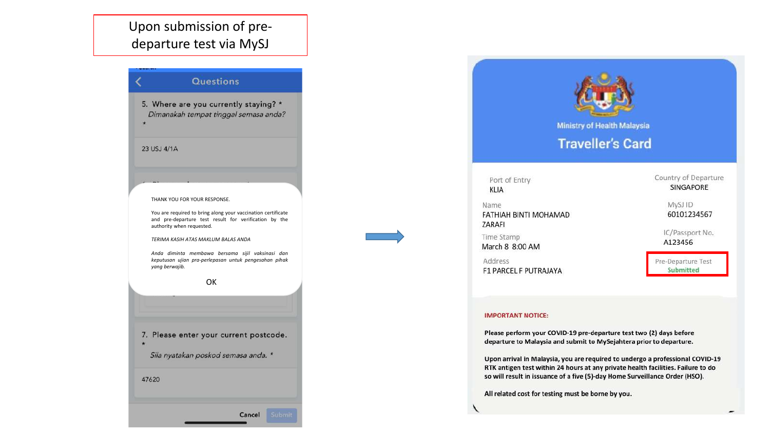Upon submission of pre-departure test via MySJ

**Questions**

5. Where are you currently staying? *
*Dimanakah tempat tinggal semasa anda?*
*

23 USJ 4/1A

THANK YOU FOR YOUR RESPONSE.

You are required to bring along your vaccination certificate and pre-departure test result for verification by the authority when requested.

*TERIMA KASIH ATAS MAKLUM BALAS ANDA*

*Anda diminta membawa bersama sijil vaksinasi dan keputusan ujian pra-perlepasan untuk pengesahan pihak yang berwajib.*

OK

7. Please enter your current postcode.
*
*Sila nyatakan poskod semasa anda.* *

47620

Cancel Submit

Ministry of Health Malaysia

**Traveller's Card**

Port of Entry
KLIA

Country of Departure
SINGAPORE

Name
FATHIAH BINTI MOHAMAD ZARAFI

MySJ ID
60101234567

Time Stamp
March 8 8:00 AM

IC/Passport No.
A123456

Address
F1 PARCEL F PUTRAJAYA

Pre-Departure Test
Submitted

**IMPORTANT NOTICE:**

**Please perform your COVID-19 pre-departure test two (2) days before departure to Malaysia and submit to MySejahtera prior to departure.**

**Upon arrival in Malaysia, you are required to undergo a professional COVID-19 RTK antigen test within 24 hours at any private health facilities. Failure to do so will result in issuance of a five (5)-day Home Surveillance Order (HSO).**

**All related cost for testing must be borne by you.**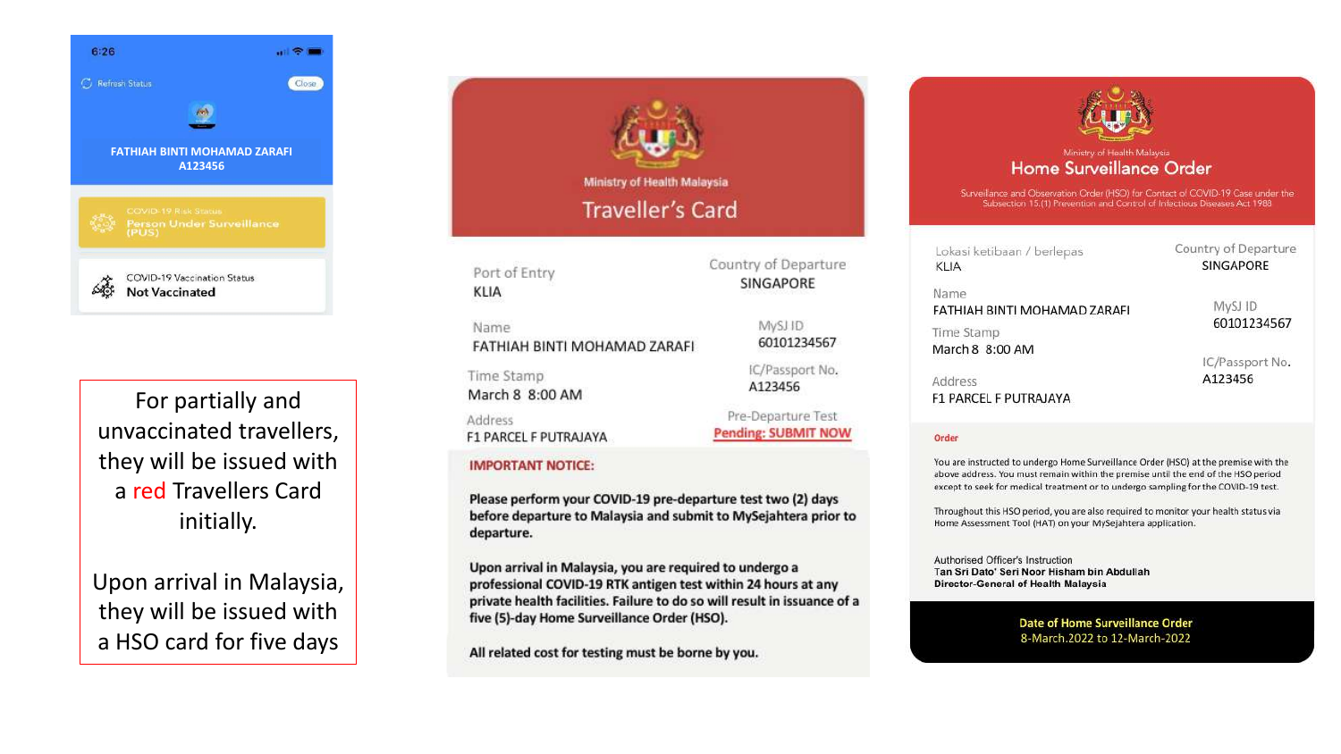6:26

Refresh Status Close

FATHIAH BINTI MOHAMAD ZARAFI
A123456

COVID-19 Risk Status
Person Under Surveillance (PUS)

COVID-19 Vaccination Status
**Not Vaccinated**

For partially and unvaccinated travellers, they will be issued with a red Travellers Card initially.

Upon arrival in Malaysia, they will be issued with a HSO card for five days

Ministry of Health Malaysia

## Traveller's Card

Port of Entry
KLIA

Country of Departure
SINGAPORE

Name
FATHIAH BINTI MOHAMAD ZARAFI

MySJ ID
60101234567

Time Stamp
March 8 8:00 AM

IC/Passport No.
A123456

Address
F1 PARCEL F PUTRAJAYA

Pre-Departure Test
Pending: SUBMIT NOW

**IMPORTANT NOTICE:**

**Please perform your COVID-19 pre-departure test two (2) days before departure to Malaysia and submit to MySejahtera prior to departure.**

**Upon arrival in Malaysia, you are required to undergo a professional COVID-19 RTK antigen test within 24 hours at any private health facilities. Failure to do so will result in issuance of a five (5)-day Home Surveillance Order (HSO).**

**All related cost for testing must be borne by you.**

Ministry of Health Malaysia

## Home Surveillance Order

Surveillance and Observation Order (HSO) for Contact of COVID-19 Case under the Subsection 15.(1) Prevention and Control of Infectious Diseases Act 1988

Lokasi ketibaan / berlepas
KLIA

Country of Departure
SINGAPORE

Name
FATHIAH BINTI MOHAMAD ZARAFI

MySJ ID
60101234567

Time Stamp
March 8 8:00 AM

IC/Passport No.
A123456

Address
F1 PARCEL F PUTRAJAYA

**Order**

You are instructed to undergo Home Surveillance Order (HSO) at the premise with the above address. You must remain within the premise until the end of the HSO period except to seek for medical treatment or to undergo sampling for the COVID-19 test.

Throughout this HSO period, you are also required to monitor your health status via Home Assessment Tool (HAT) on your MySejahtera application.

Authorised Officer's Instruction
**Tan Sri Dato' Seri Noor Hisham bin Abdullah**
**Director-General of Health Malaysia**

**Date of Home Surveillance Order**
8-March.2022 to 12-March-2022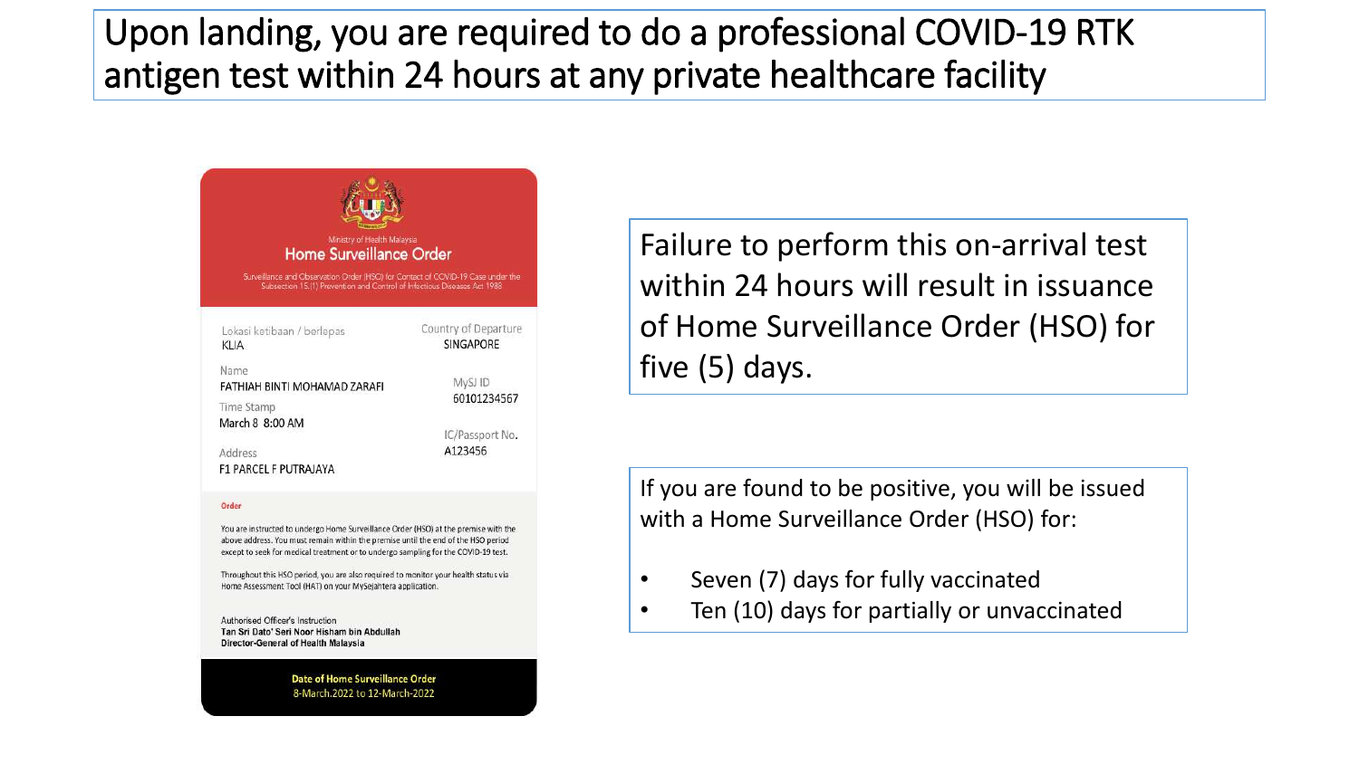# Upon landing, you are required to do a professional COVID-19 RTK antigen test within 24 hours at any private healthcare facility

Ministry of Health Malaysia

**Home Surveillance Order**

Surveillance and Observation Order (HSO) for Contact of COVID-19 Case under the Subsection 15.(1) Prevention and Control of Infectious Diseases Act 1988

Lokasi ketibaan / berlepas
KLIA

Country of Departure
SINGAPORE

Name
FATHIAH BINTI MOHAMAD ZARAFI

MySJ ID
60101234567

Time Stamp
March 8 8:00 AM

IC/Passport No.
A123456

Address
F1 PARCEL F PUTRAJAYA

**Order**

You are instructed to undergo Home Surveillance Order (HSO) at the premise with the above address. You must remain within the premise until the end of the HSO period except to seek for medical treatment or to undergo sampling for the COVID-19 test.

Throughout this HSO period, you are also required to monitor your health status via Home Assessment Tool (HAT) on your MySejahtera application.

Authorised Officer's Instruction
**Tan Sri Dato' Seri Noor Hisham bin Abdullah**
**Director-General of Health Malaysia**

**Date of Home Surveillance Order**
8-March-2022 to 12-March-2022

Failure to perform this on-arrival test within 24 hours will result in issuance of Home Surveillance Order (HSO) for five (5) days.

If you are found to be positive, you will be issued with a Home Surveillance Order (HSO) for:

- Seven (7) days for fully vaccinated
- Ten (10) days for partially or unvaccinated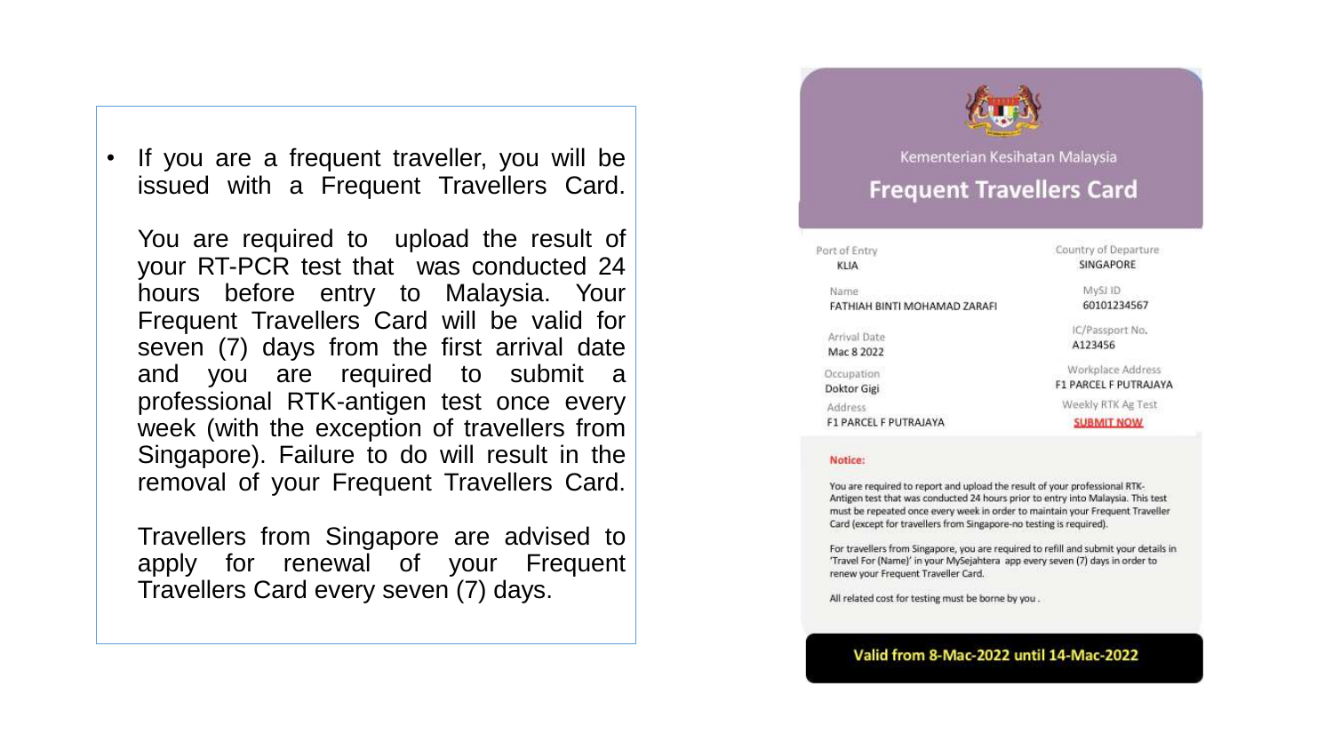- If you are a frequent traveller, you will be issued with a Frequent Travellers Card.

  You are required to upload the result of your RT-PCR test that was conducted 24 hours before entry to Malaysia. Your Frequent Travellers Card will be valid for seven (7) days from the first arrival date and you are required to submit a professional RTK-antigen test once every week (with the exception of travellers from Singapore). Failure to do will result in the removal of your Frequent Travellers Card.

  Travellers from Singapore are advised to apply for renewal of your Frequent Travellers Card every seven (7) days.

Kementerian Kesihatan Malaysia

## Frequent Travellers Card

| | |
|---|---|
| Port of Entry<br>KLIA | Country of Departure<br>SINGAPORE |
| Name<br>FATHIAH BINTI MOHAMAD ZARAFI | MySJ ID<br>60101234567 |
| Arrival Date<br>Mac 8 2022 | IC/Passport No.<br>A123456 |
| Occupation<br>Doktor Gigi | Workplace Address<br>F1 PARCEL F PUTRAJAYA |
| Address<br>F1 PARCEL F PUTRAJAYA | Weekly RTK Ag Test<br>SUBMIT NOW |

**Notice:**

You are required to report and upload the result of your professional RTK-Antigen test that was conducted 24 hours prior to entry into Malaysia. This test must be repeated once every week in order to maintain your Frequent Traveller Card (except for travellers from Singapore-no testing is required).

For travellers from Singapore, you are required to refill and submit your details in 'Travel For (Name)' in your MySejahtera app every seven (7) days in order to renew your Frequent Traveller Card.

All related cost for testing must be borne by you .

**Valid from 8-Mac-2022 until 14-Mac-2022**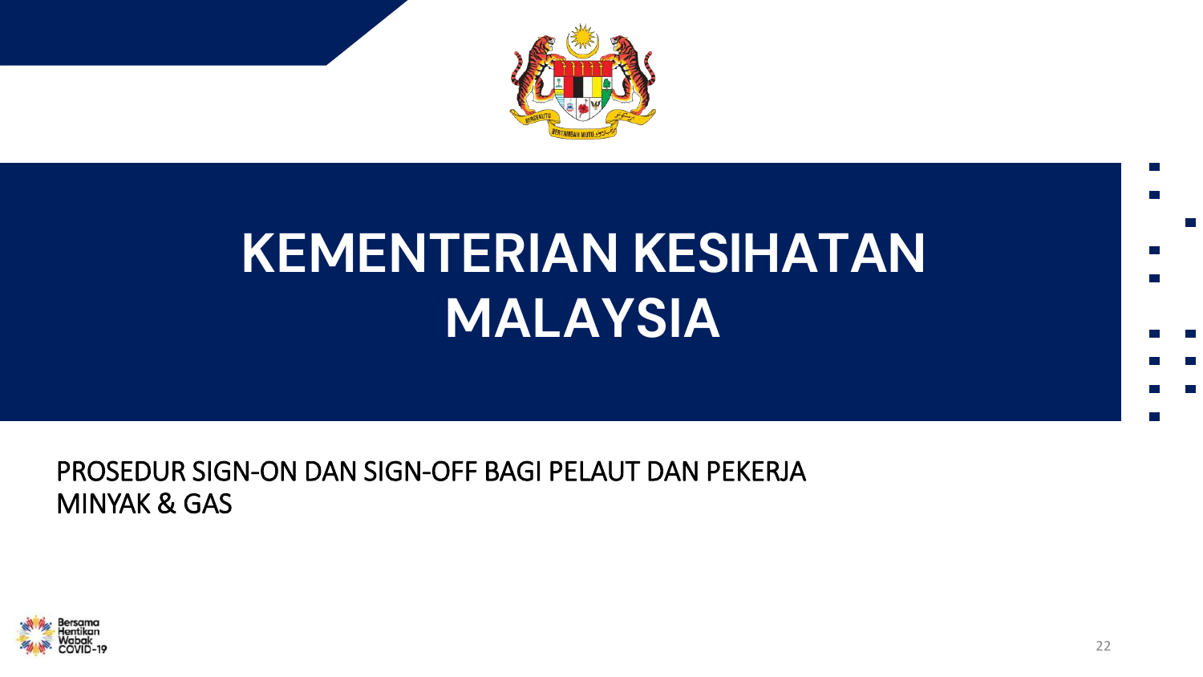# KEMENTERIAN KESIHATAN MALAYSIA

PROSEDUR SIGN-ON DAN SIGN-OFF BAGI PELAUT DAN PEKERJA MINYAK & GAS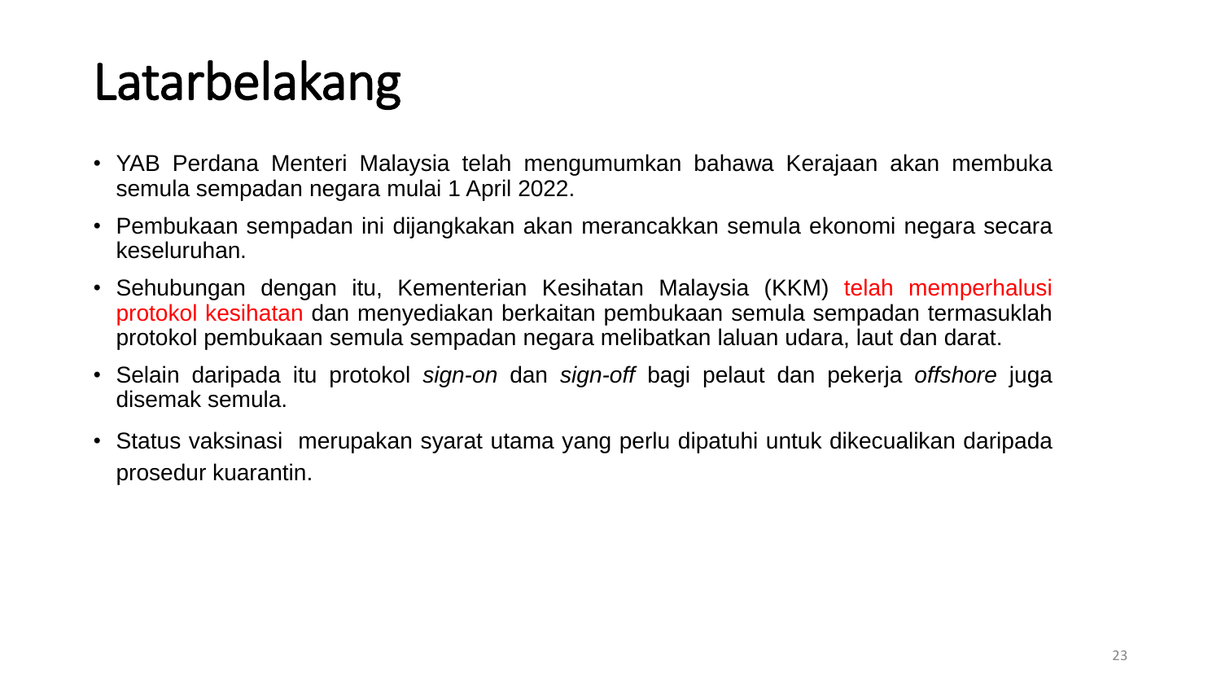# Latarbelakang

- YAB Perdana Menteri Malaysia telah mengumumkan bahawa Kerajaan akan membuka semula sempadan negara mulai 1 April 2022.
- Pembukaan sempadan ini dijangkakan akan merancakkan semula ekonomi negara secara keseluruhan.
- Sehubungan dengan itu, Kementerian Kesihatan Malaysia (KKM) telah memperhalusi protokol kesihatan dan menyediakan berkaitan pembukaan semula sempadan termasuklah protokol pembukaan semula sempadan negara melibatkan laluan udara, laut dan darat.
- Selain daripada itu protokol *sign-on* dan *sign-off* bagi pelaut dan pekerja *offshore* juga disemak semula.
- Status vaksinasi merupakan syarat utama yang perlu dipatuhi untuk dikecualikan daripada prosedur kuarantin.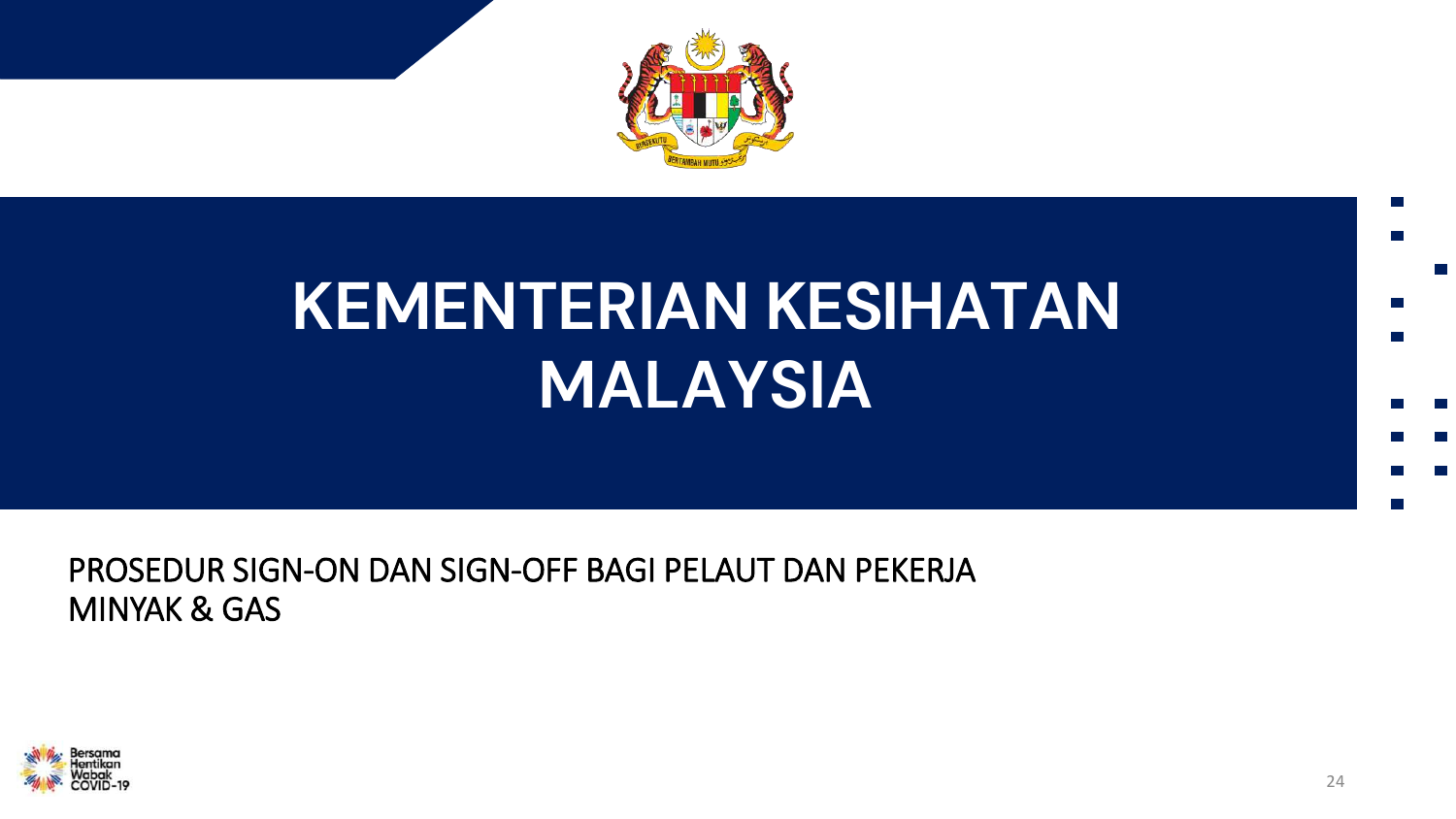# KEMENTERIAN KESIHATAN MALAYSIA

PROSEDUR SIGN-ON DAN SIGN-OFF BAGI PELAUT DAN PEKERJA MINYAK & GAS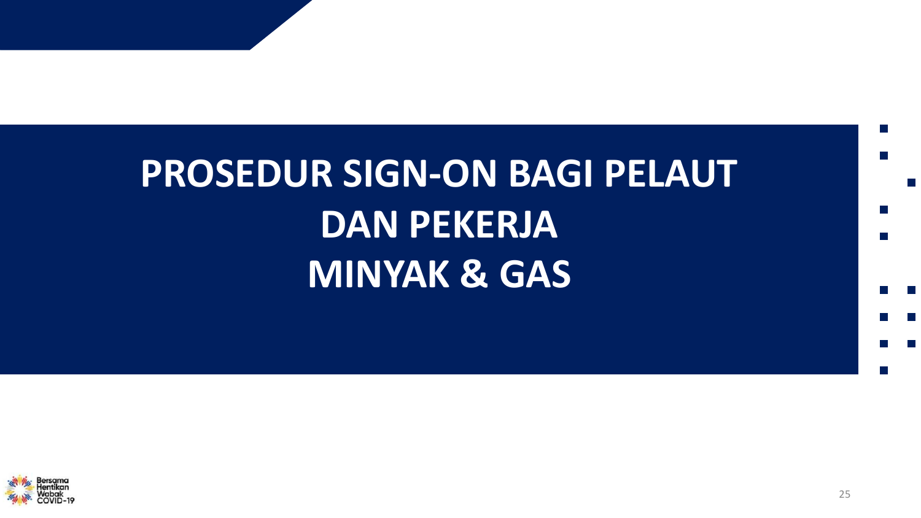# PROSEDUR SIGN-ON BAGI PELAUT DAN PEKERJA MINYAK & GAS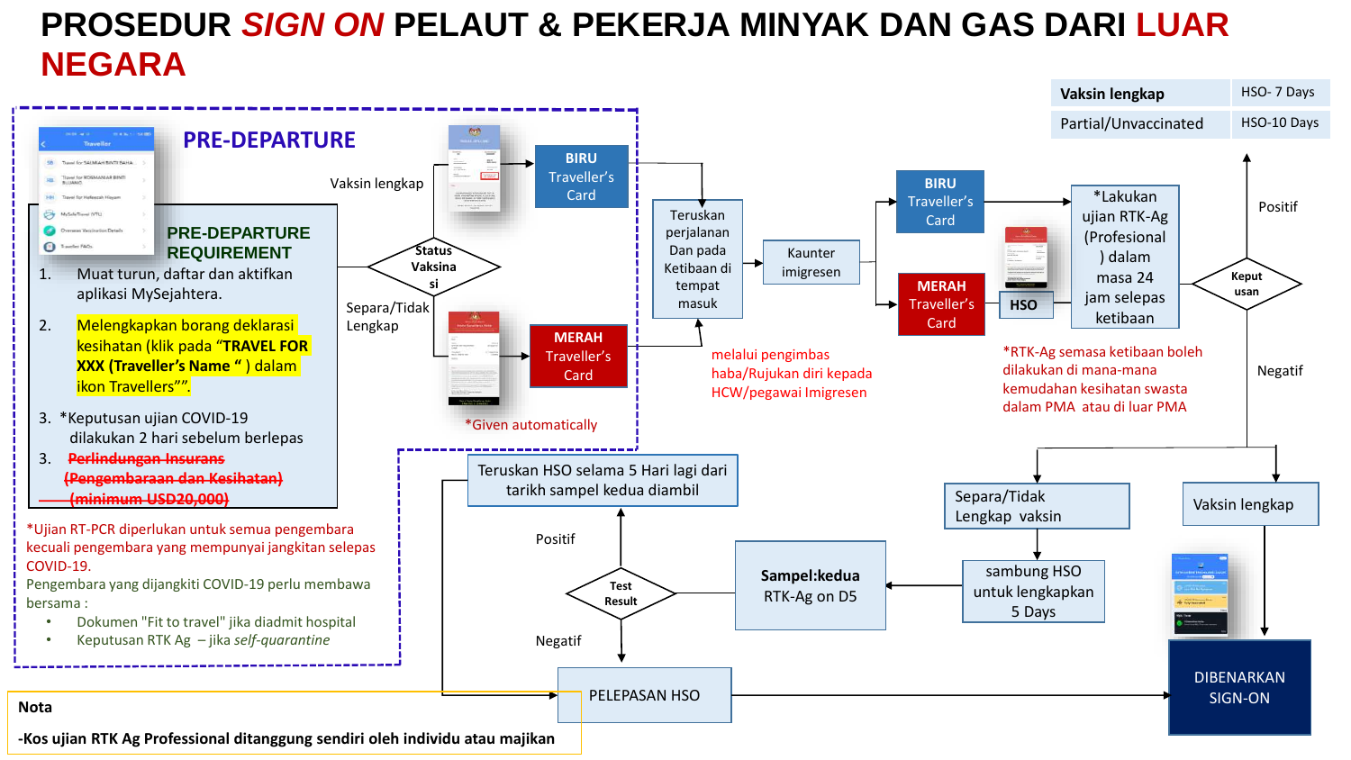# PROSEDUR *SIGN ON* PELAUT & PEKERJA MINYAK DAN GAS DARI LUAR NEGARA

| Vaksin lengkap | HSO- 7 Days |
| --- | --- |
| Partial/Unvaccinated | HSO-10 Days |

## PRE-DEPARTURE

### PRE-DEPARTURE REQUIREMENT

1. Muat turun, daftar dan aktifkan aplikasi MySejahtera.
2. Melengkapkan borang deklarasi kesihatan (klik pada "**TRAVEL FOR XXX (Traveller's Name** " ) dalam ikon Travellers"".
3. *Keputusan ujian COVID-19 dilakukan 2 hari sebelum berlepas
3. ~~Perlindungan Insurans (Pengembaraan dan Kesihatan) (minimum USD20,000)~~

*Ujian RT-PCR diperlukan untuk semua pengembara kecuali pengembara yang mempunyai jangkitan selepas COVID-19.

Pengembara yang dijangkiti COVID-19 perlu membawa bersama :

- Dokumen "Fit to travel" jika diadmit hospital
- Keputusan RTK Ag – jika *self-quarantine*

Status Vaksinasi

- Vaksin lengkap → **BIRU** Traveller's Card
- Separa/Tidak Lengkap → **MERAH** Traveller's Card

*Given automatically

Teruskan perjalanan Dan pada Ketibaan di tempat masuk → Kaunter imigresen

melalui pengimbas haba/Rujukan diri kepada HCW/pegawai Imigresen

- **BIRU** Traveller's Card
- **MERAH** Traveller's Card

HSO

*Lakukan ujian RTK-Ag (Profesional) dalam masa 24 jam selepas ketibaan

*RTK-Ag semasa ketibaan boleh dilakukan di mana-mana kemudahan kesihatan swasta dalam PMA atau di luar PMA

Keputusan

- Positif
- Negatif

Vaksin lengkap → DIBENARKAN SIGN-ON

Separa/Tidak Lengkap vaksin → sambung HSO untuk lengkapkan 5 Days → **Sampel:kedua** RTK-Ag on D5

Test Result

- Positif → Teruskan HSO selama 5 Hari lagi dari tarikh sampel kedua diambil
- Negatif → PELEPASAN HSO → DIBENARKAN SIGN-ON

**Nota**

**-Kos ujian RTK Ag Professional ditanggung sendiri oleh individu atau majikan**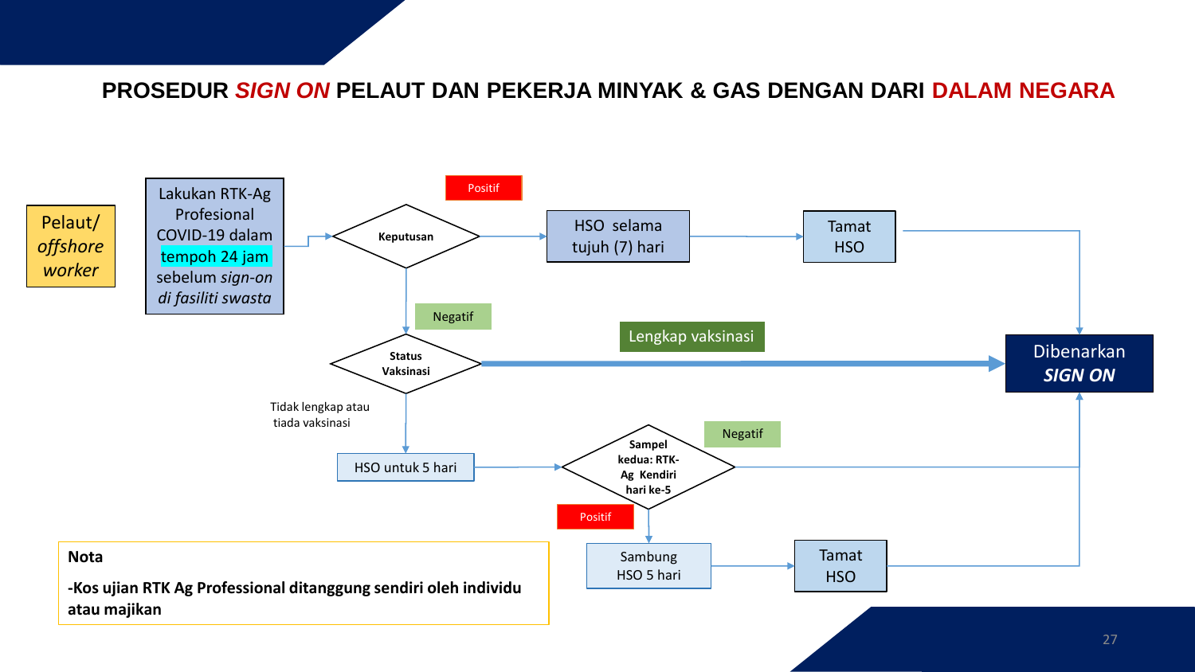# PROSEDUR *SIGN ON* PELAUT DAN PEKERJA MINYAK & GAS DENGAN DARI DALAM NEGARA

Pelaut/ *offshore worker*

Lakukan RTK-Ag Profesional COVID-19 dalam tempoh 24 jam sebelum *sign-on di fasiliti swasta*

Keputusan

Positif

HSO selama tujuh (7) hari

Tamat HSO

Negatif

Status Vaksinasi

Lengkap vaksinasi

Dibenarkan ***SIGN ON***

Tidak lengkap atau tiada vaksinasi

HSO untuk 5 hari

Sampel kedua: RTK-Ag Kendiri hari ke-5

Negatif

Positif

Sambung HSO 5 hari

Tamat HSO

**Nota**

**-Kos ujian RTK Ag Professional ditanggung sendiri oleh individu atau majikan**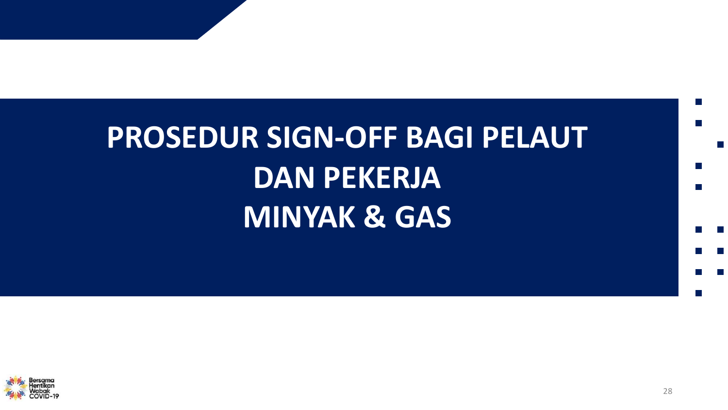# PROSEDUR SIGN-OFF BAGI PELAUT DAN PEKERJA MINYAK & GAS

Bersama Hentikan Wabak COVID-19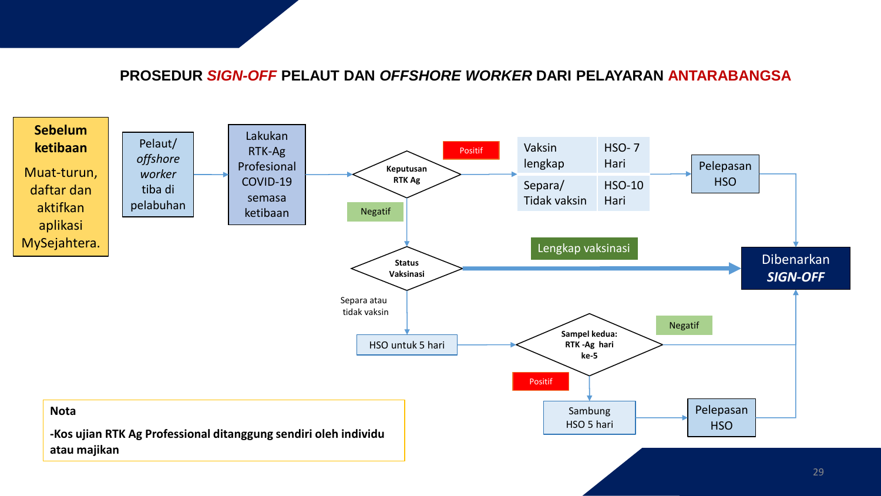## PROSEDUR *SIGN-OFF* PELAUT DAN *OFFSHORE WORKER* DARI PELAYARAN ANTARABANGSA

**Sebelum ketibaan**

Muat-turun, daftar dan aktifkan aplikasi MySejahtera.

Pelaut/ *offshore worker* tiba di pelabuhan

Lakukan RTK-Ag Profesional COVID-19 semasa ketibaan

Keputusan RTK Ag

Positif

| Vaksin lengkap | HSO- 7 Hari |
|---|---|
| Separa/ Tidak vaksin | HSO-10 Hari |

Pelepasan HSO

Negatif

Status Vaksinasi

Lengkap vaksinasi

Dibenarkan ***SIGN-OFF***

Separa atau tidak vaksin

HSO untuk 5 hari

Sampel kedua: RTK -Ag hari ke-5

Negatif

Positif

Sambung HSO 5 hari

Pelepasan HSO

**Nota**

**-Kos ujian RTK Ag Professional ditanggung sendiri oleh individu atau majikan**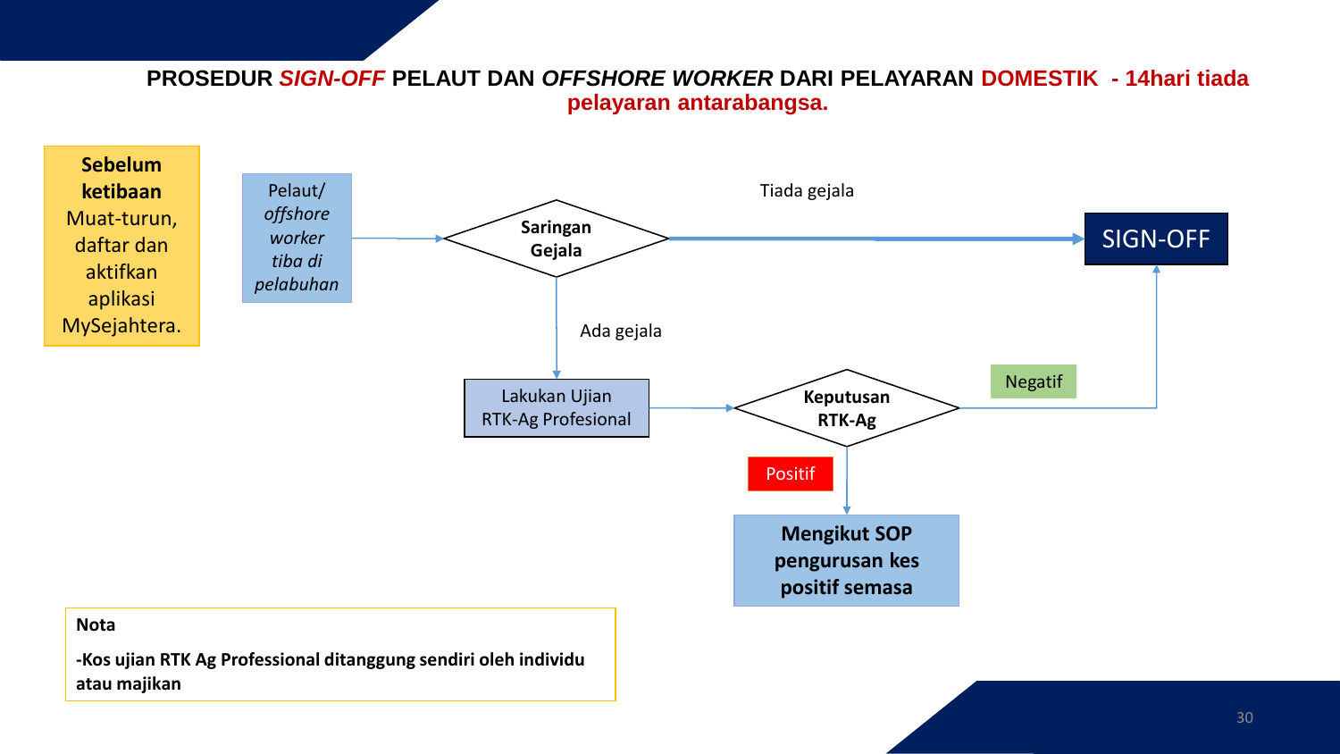# PROSEDUR *SIGN-OFF* PELAUT DAN *OFFSHORE WORKER* DARI PELAYARAN DOMESTIK - 14hari tiada pelayaran antarabangsa.

**Sebelum ketibaan**
Muat-turun, daftar dan aktifkan aplikasi MySejahtera.

Pelaut/ *offshore worker tiba di pelabuhan*

**Saringan Gejala**

Tiada gejala

SIGN-OFF

Ada gejala

Lakukan Ujian RTK-Ag Profesional

**Keputusan RTK-Ag**

Negatif

Positif

**Mengikut SOP pengurusan kes positif semasa**

**Nota**

**-Kos ujian RTK Ag Professional ditanggung sendiri oleh individu atau majikan**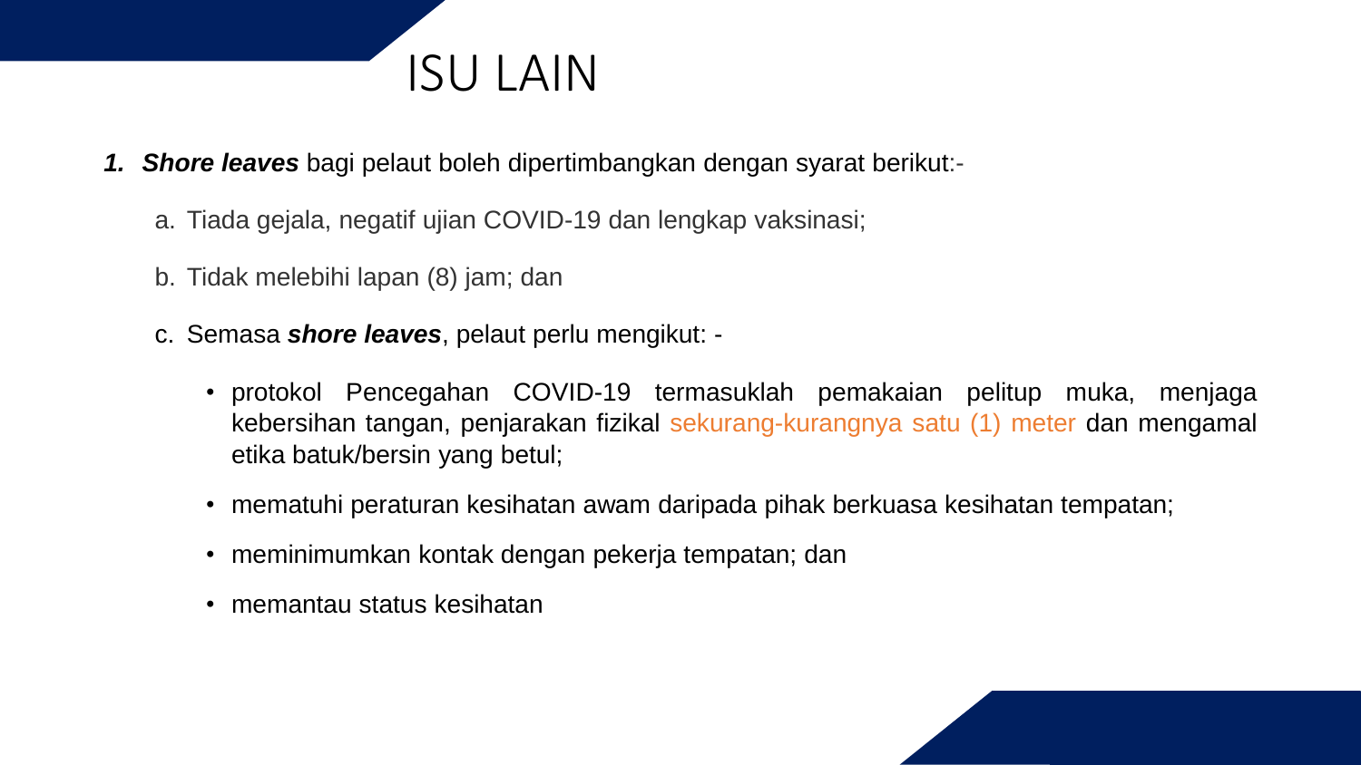# ISU LAIN

1. ***Shore leaves*** bagi pelaut boleh dipertimbangkan dengan syarat berikut:-

   a. Tiada gejala, negatif ujian COVID-19 dan lengkap vaksinasi;

   b. Tidak melebihi lapan (8) jam; dan

   c. Semasa ***shore leaves***, pelaut perlu mengikut: -

      - protokol Pencegahan COVID-19 termasuklah pemakaian pelitup muka, menjaga kebersihan tangan, penjarakan fizikal sekurang-kurangnya satu (1) meter dan mengamal etika batuk/bersin yang betul;
      - mematuhi peraturan kesihatan awam daripada pihak berkuasa kesihatan tempatan;
      - meminimumkan kontak dengan pekerja tempatan; dan
      - memantau status kesihatan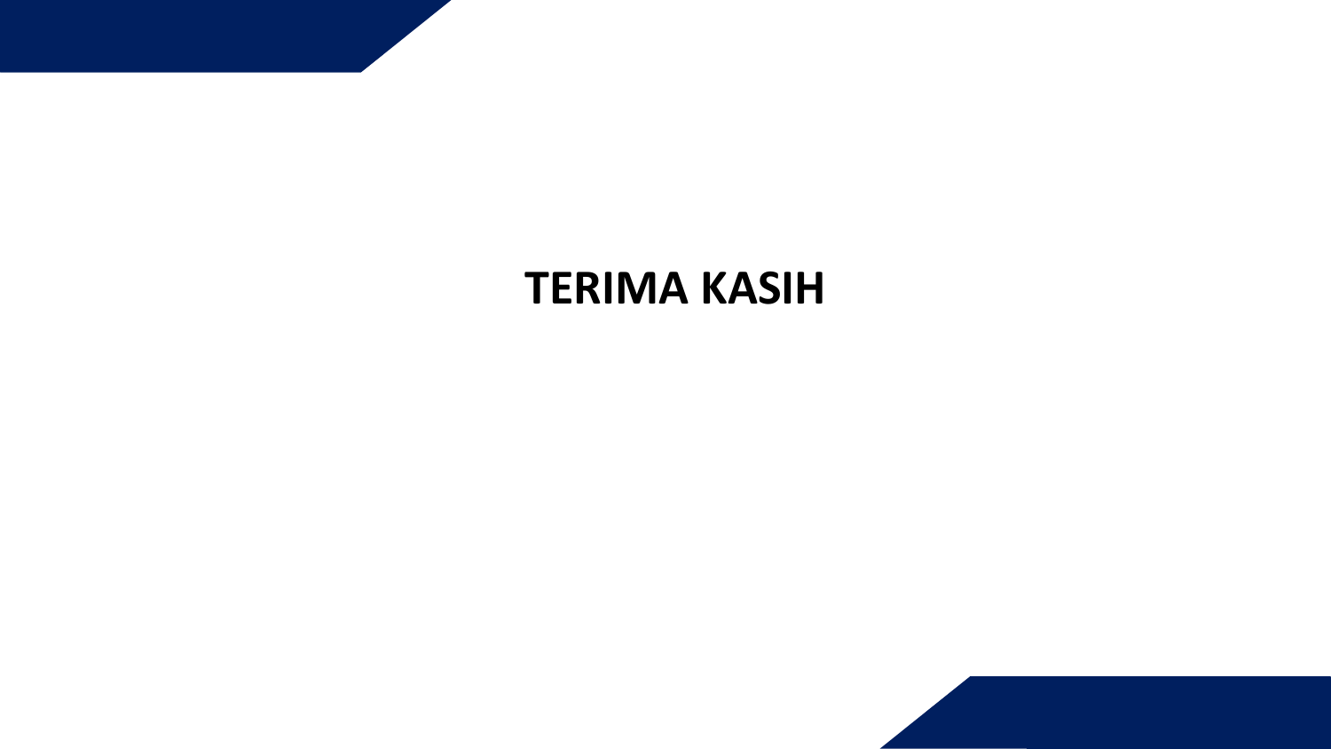**TERIMA KASIH**